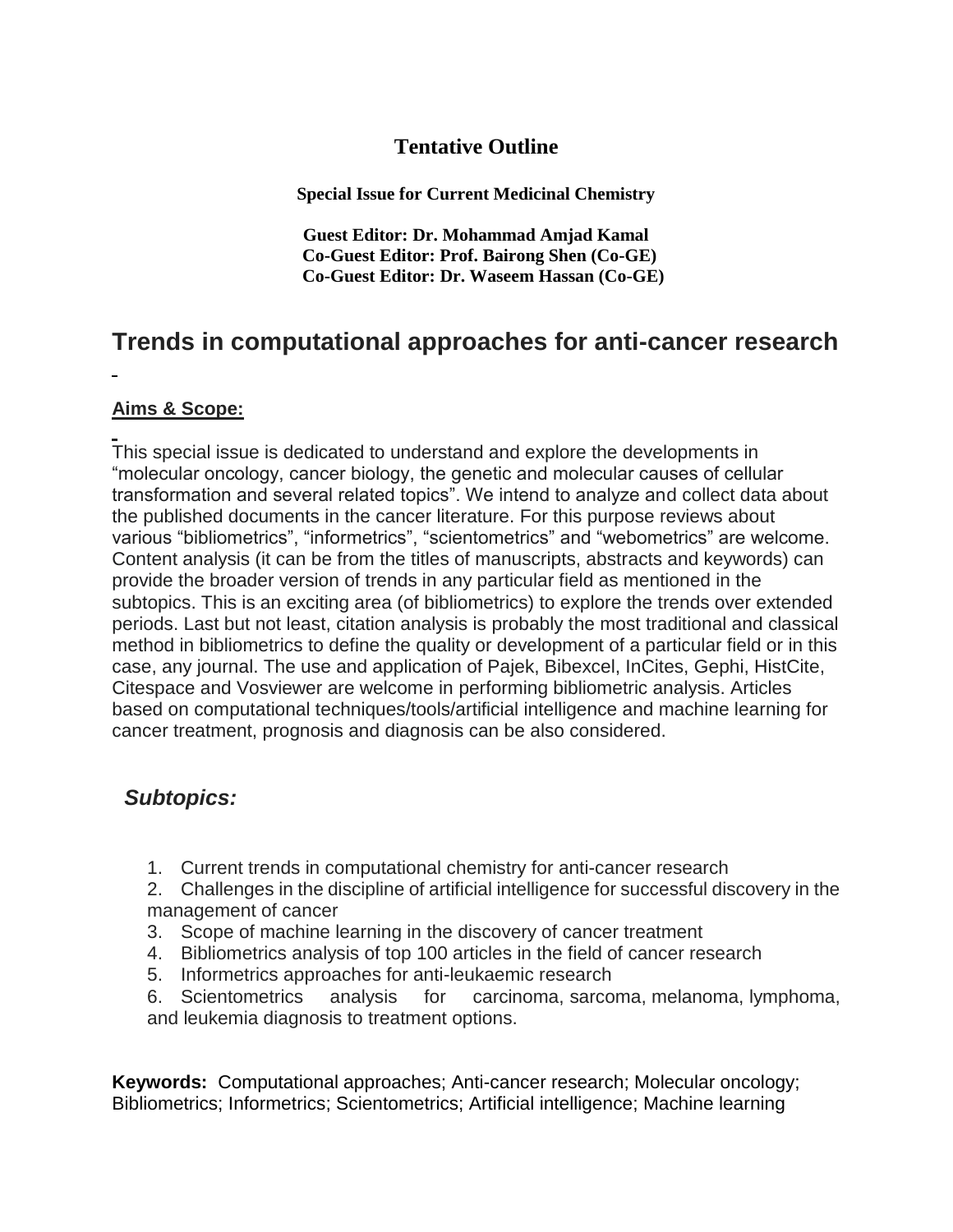**Tentative Outline**

**Special Issue for Current Medicinal Chemistry**

**Guest Editor: Dr. Mohammad Amjad Kamal**
**Co-Guest Editor: Prof. Bairong Shen (Co-GE)**
**Co-Guest Editor: Dr. Waseem Hassan (Co-GE)**

# Trends in computational approaches for anti-cancer research

## Aims & Scope:

This special issue is dedicated to understand and explore the developments in "molecular oncology, cancer biology, the genetic and molecular causes of cellular transformation and several related topics". We intend to analyze and collect data about the published documents in the cancer literature. For this purpose reviews about various "bibliometrics", "informetrics", "scientometrics" and "webometrics" are welcome. Content analysis (it can be from the titles of manuscripts, abstracts and keywords) can provide the broader version of trends in any particular field as mentioned in the subtopics. This is an exciting area (of bibliometrics) to explore the trends over extended periods. Last but not least, citation analysis is probably the most traditional and classical method in bibliometrics to define the quality or development of a particular field or in this case, any journal. The use and application of Pajek, Bibexcel, InCites, Gephi, HistCite, Citespace and Vosviewer are welcome in performing bibliometric analysis. Articles based on computational techniques/tools/artificial intelligence and machine learning for cancer treatment, prognosis and diagnosis can be also considered.

## *Subtopics:*

1. Current trends in computational chemistry for anti-cancer research
2. Challenges in the discipline of artificial intelligence for successful discovery in the management of cancer
3. Scope of machine learning in the discovery of cancer treatment
4. Bibliometrics analysis of top 100 articles in the field of cancer research
5. Informetrics approaches for anti-leukaemic research
6. Scientometrics analysis for carcinoma, sarcoma, melanoma, lymphoma, and leukemia diagnosis to treatment options.

**Keywords:** Computational approaches; Anti-cancer research; Molecular oncology; Bibliometrics; Informetrics; Scientometrics; Artificial intelligence; Machine learning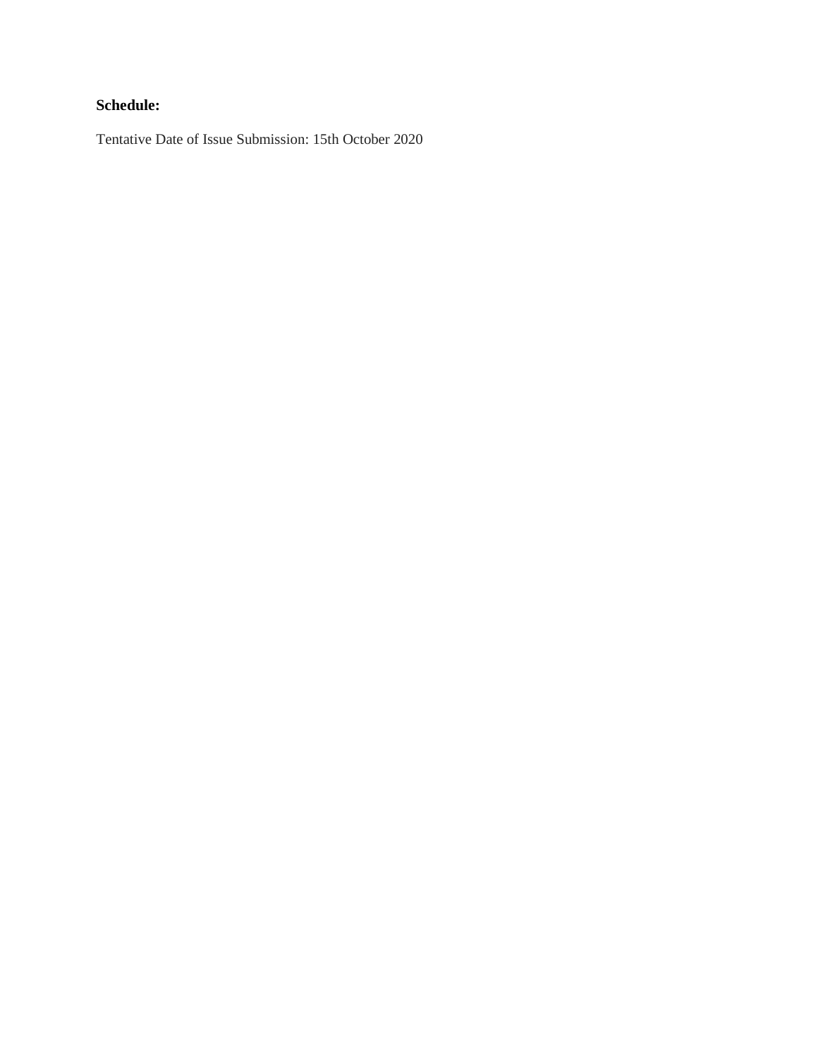**Schedule:**

Tentative Date of Issue Submission: 15th October 2020